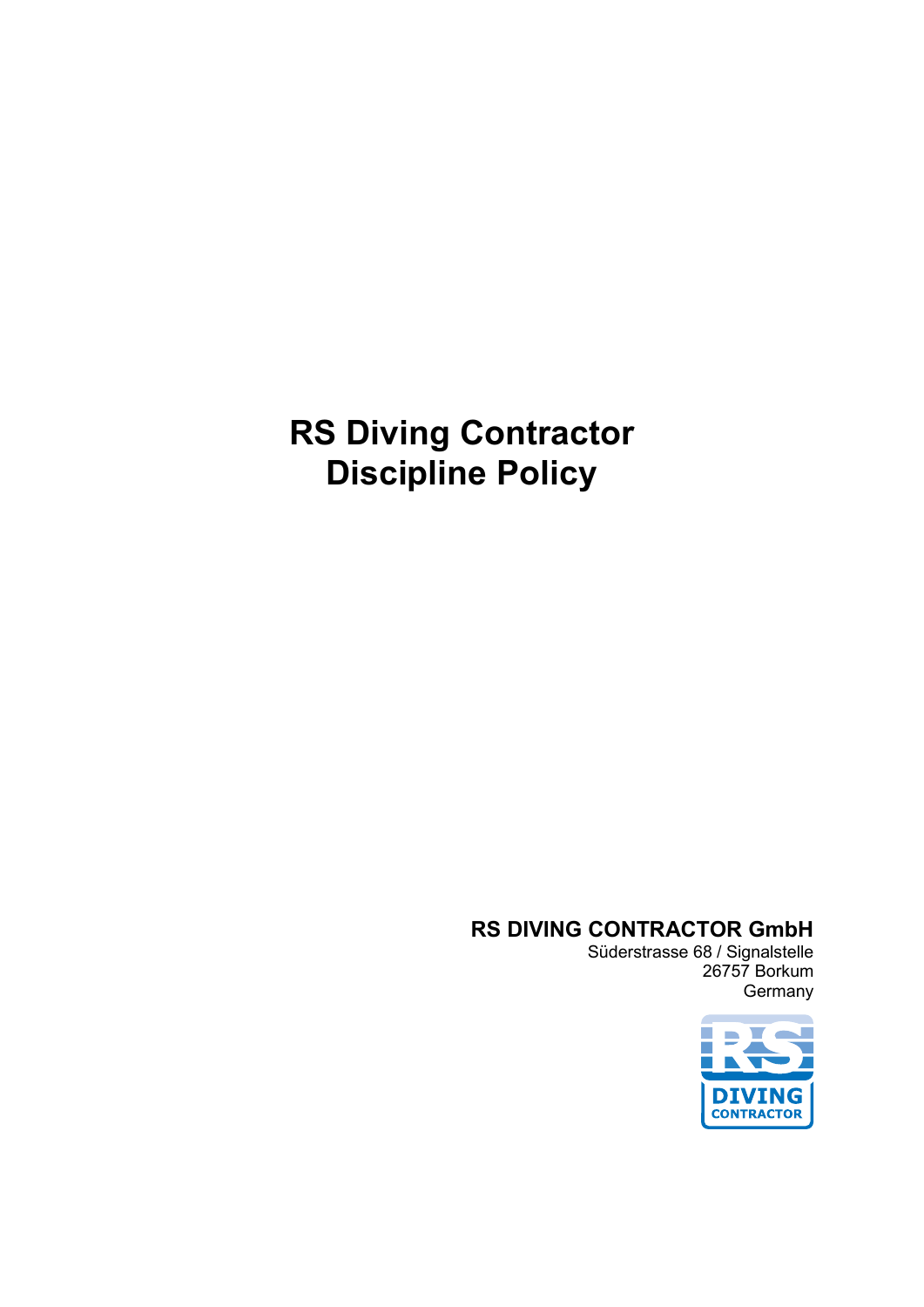# RS Diving Contractor Discipline Policy

**RS DIVING CONTRACTOR GmbH**

Süderstrasse 68 / Signalstelle
26757 Borkum
Germany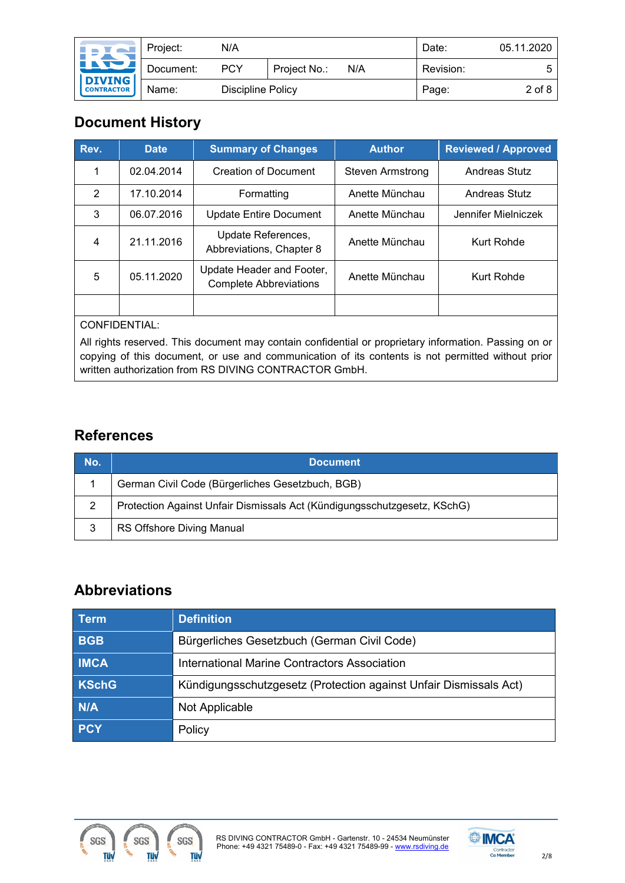## Document History

| Rev. | Date | Summary of Changes | Author | Reviewed / Approved |
|---|---|---|---|---|
| 1 | 02.04.2014 | Creation of Document | Steven Armstrong | Andreas Stutz |
| 2 | 17.10.2014 | Formatting | Anette Münchau | Andreas Stutz |
| 3 | 06.07.2016 | Update Entire Document | Anette Münchau | Jennifer Mielniczek |
| 4 | 21.11.2016 | Update References, Abbreviations, Chapter 8 | Anette Münchau | Kurt Rohde |
| 5 | 05.11.2020 | Update Header and Footer, Complete Abbreviations | Anette Münchau | Kurt Rohde |
| | | | | |

CONFIDENTIAL:

All rights reserved. This document may contain confidential or proprietary information. Passing on or copying of this document, or use and communication of its contents is not permitted without prior written authorization from RS DIVING CONTRACTOR GmbH.

## References

| No. | Document |
|---|---|
| 1 | German Civil Code (Bürgerliches Gesetzbuch, BGB) |
| 2 | Protection Against Unfair Dismissals Act (Kündigungsschutzgesetz, KSchG) |
| 3 | RS Offshore Diving Manual |

## Abbreviations

| Term | Definition |
|---|---|
| **BGB** | Bürgerliches Gesetzbuch (German Civil Code) |
| **IMCA** | International Marine Contractors Association |
| **KSchG** | Kündigungsschutzgesetz (Protection against Unfair Dismissals Act) |
| **N/A** | Not Applicable |
| **PCY** | Policy |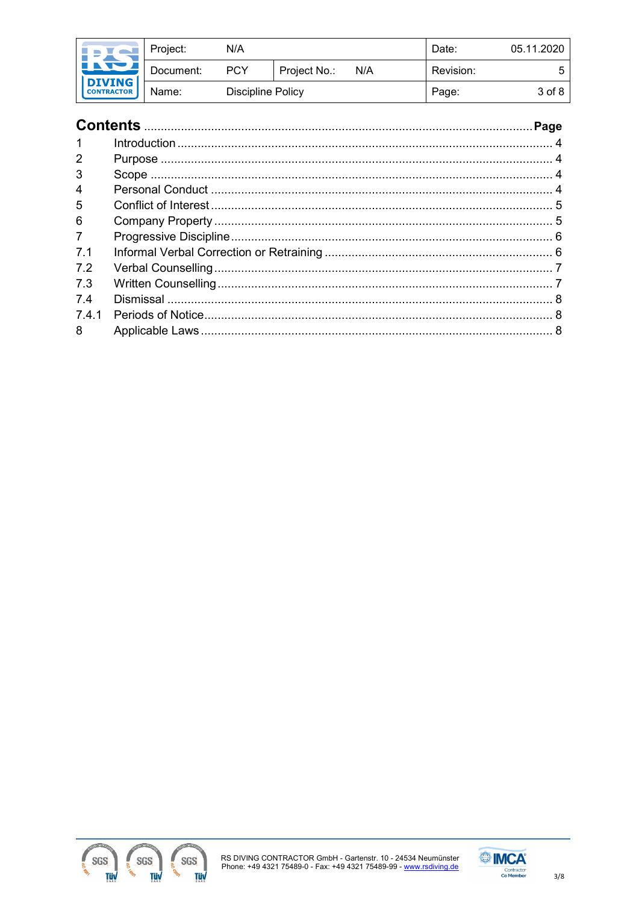# Contents

| | | Page |
|---|---|---|
| 1 | Introduction | 4 |
| 2 | Purpose | 4 |
| 3 | Scope | 4 |
| 4 | Personal Conduct | 4 |
| 5 | Conflict of Interest | 5 |
| 6 | Company Property | 5 |
| 7 | Progressive Discipline | 6 |
| 7.1 | Informal Verbal Correction or Retraining | 6 |
| 7.2 | Verbal Counselling | 7 |
| 7.3 | Written Counselling | 7 |
| 7.4 | Dismissal | 8 |
| 7.4.1 | Periods of Notice | 8 |
| 8 | Applicable Laws | 8 |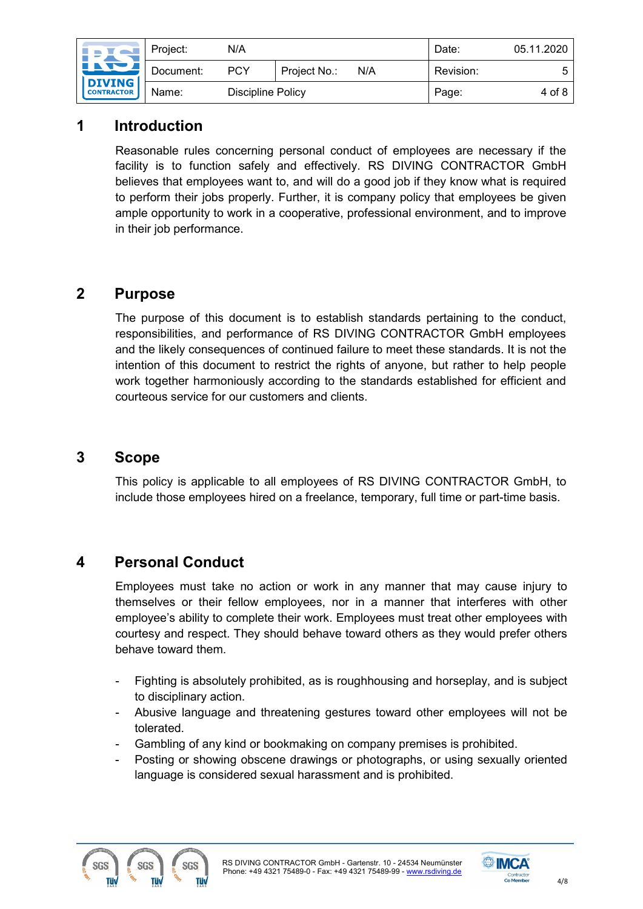# 1 Introduction

Reasonable rules concerning personal conduct of employees are necessary if the facility is to function safely and effectively. RS DIVING CONTRACTOR GmbH believes that employees want to, and will do a good job if they know what is required to perform their jobs properly. Further, it is company policy that employees be given ample opportunity to work in a cooperative, professional environment, and to improve in their job performance.

# 2 Purpose

The purpose of this document is to establish standards pertaining to the conduct, responsibilities, and performance of RS DIVING CONTRACTOR GmbH employees and the likely consequences of continued failure to meet these standards. It is not the intention of this document to restrict the rights of anyone, but rather to help people work together harmoniously according to the standards established for efficient and courteous service for our customers and clients.

# 3 Scope

This policy is applicable to all employees of RS DIVING CONTRACTOR GmbH, to include those employees hired on a freelance, temporary, full time or part-time basis.

# 4 Personal Conduct

Employees must take no action or work in any manner that may cause injury to themselves or their fellow employees, nor in a manner that interferes with other employee's ability to complete their work. Employees must treat other employees with courtesy and respect. They should behave toward others as they would prefer others behave toward them.

- Fighting is absolutely prohibited, as is roughhousing and horseplay, and is subject to disciplinary action.
- Abusive language and threatening gestures toward other employees will not be tolerated.
- Gambling of any kind or bookmaking on company premises is prohibited.
- Posting or showing obscene drawings or photographs, or using sexually oriented language is considered sexual harassment and is prohibited.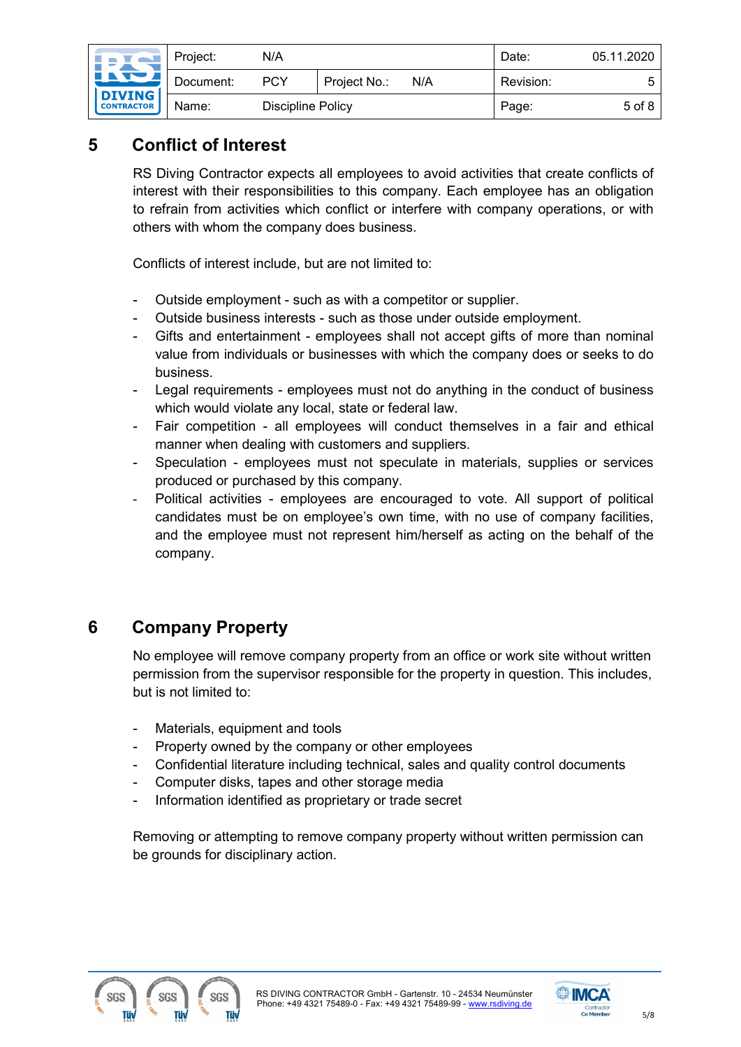# 5 Conflict of Interest

RS Diving Contractor expects all employees to avoid activities that create conflicts of interest with their responsibilities to this company. Each employee has an obligation to refrain from activities which conflict or interfere with company operations, or with others with whom the company does business.

Conflicts of interest include, but are not limited to:

- Outside employment - such as with a competitor or supplier.
- Outside business interests - such as those under outside employment.
- Gifts and entertainment - employees shall not accept gifts of more than nominal value from individuals or businesses with which the company does or seeks to do business.
- Legal requirements - employees must not do anything in the conduct of business which would violate any local, state or federal law.
- Fair competition - all employees will conduct themselves in a fair and ethical manner when dealing with customers and suppliers.
- Speculation - employees must not speculate in materials, supplies or services produced or purchased by this company.
- Political activities - employees are encouraged to vote. All support of political candidates must be on employee's own time, with no use of company facilities, and the employee must not represent him/herself as acting on the behalf of the company.

# 6 Company Property

No employee will remove company property from an office or work site without written permission from the supervisor responsible for the property in question. This includes, but is not limited to:

- Materials, equipment and tools
- Property owned by the company or other employees
- Confidential literature including technical, sales and quality control documents
- Computer disks, tapes and other storage media
- Information identified as proprietary or trade secret

Removing or attempting to remove company property without written permission can be grounds for disciplinary action.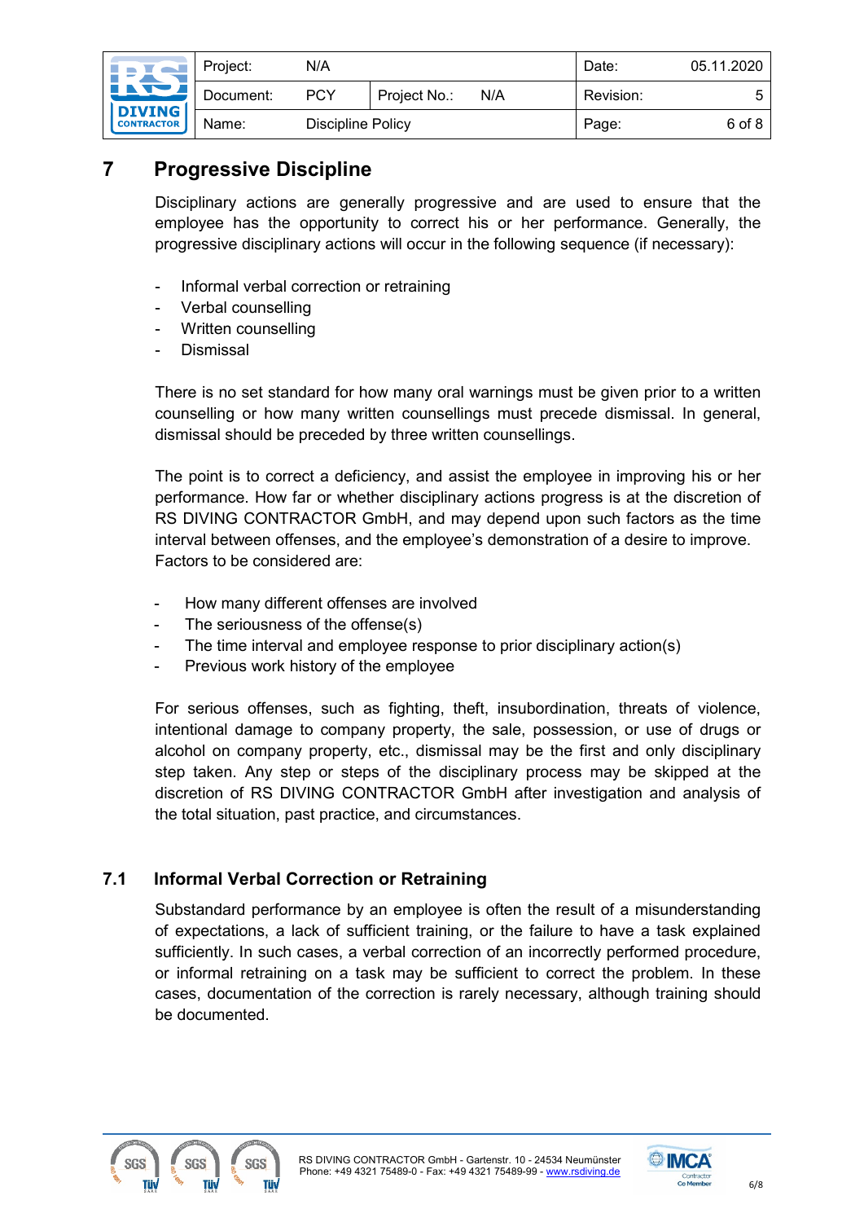# 7 Progressive Discipline

Disciplinary actions are generally progressive and are used to ensure that the employee has the opportunity to correct his or her performance. Generally, the progressive disciplinary actions will occur in the following sequence (if necessary):

- Informal verbal correction or retraining
- Verbal counselling
- Written counselling
- Dismissal

There is no set standard for how many oral warnings must be given prior to a written counselling or how many written counsellings must precede dismissal. In general, dismissal should be preceded by three written counsellings.

The point is to correct a deficiency, and assist the employee in improving his or her performance. How far or whether disciplinary actions progress is at the discretion of RS DIVING CONTRACTOR GmbH, and may depend upon such factors as the time interval between offenses, and the employee's demonstration of a desire to improve. Factors to be considered are:

- How many different offenses are involved
- The seriousness of the offense(s)
- The time interval and employee response to prior disciplinary action(s)
- Previous work history of the employee

For serious offenses, such as fighting, theft, insubordination, threats of violence, intentional damage to company property, the sale, possession, or use of drugs or alcohol on company property, etc., dismissal may be the first and only disciplinary step taken. Any step or steps of the disciplinary process may be skipped at the discretion of RS DIVING CONTRACTOR GmbH after investigation and analysis of the total situation, past practice, and circumstances.

## 7.1 Informal Verbal Correction or Retraining

Substandard performance by an employee is often the result of a misunderstanding of expectations, a lack of sufficient training, or the failure to have a task explained sufficiently. In such cases, a verbal correction of an incorrectly performed procedure, or informal retraining on a task may be sufficient to correct the problem. In these cases, documentation of the correction is rarely necessary, although training should be documented.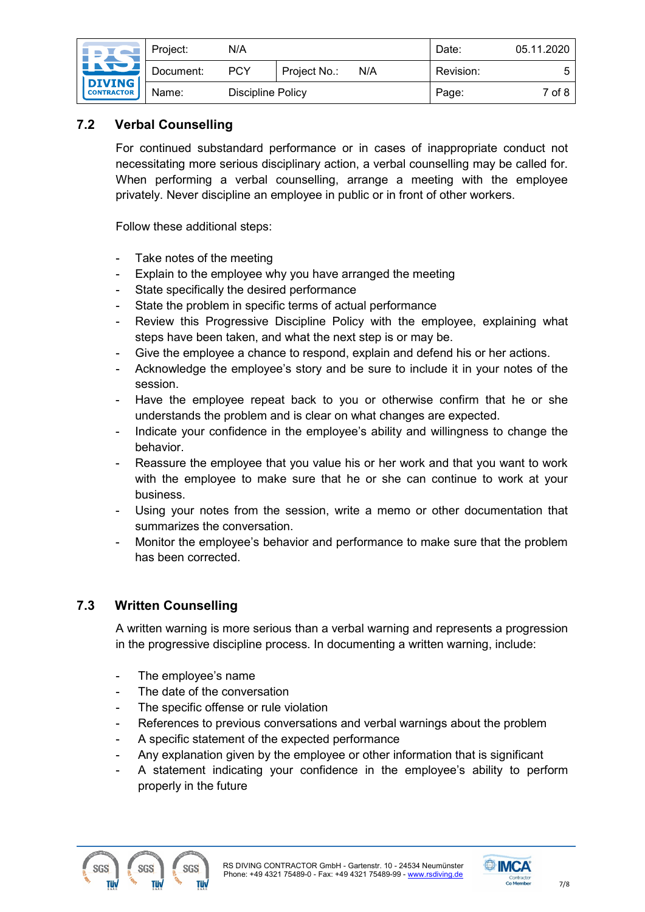### 7.2 Verbal Counselling

For continued substandard performance or in cases of inappropriate conduct not necessitating more serious disciplinary action, a verbal counselling may be called for. When performing a verbal counselling, arrange a meeting with the employee privately. Never discipline an employee in public or in front of other workers.

Follow these additional steps:

- Take notes of the meeting
- Explain to the employee why you have arranged the meeting
- State specifically the desired performance
- State the problem in specific terms of actual performance
- Review this Progressive Discipline Policy with the employee, explaining what steps have been taken, and what the next step is or may be.
- Give the employee a chance to respond, explain and defend his or her actions.
- Acknowledge the employee's story and be sure to include it in your notes of the session.
- Have the employee repeat back to you or otherwise confirm that he or she understands the problem and is clear on what changes are expected.
- Indicate your confidence in the employee's ability and willingness to change the behavior.
- Reassure the employee that you value his or her work and that you want to work with the employee to make sure that he or she can continue to work at your business.
- Using your notes from the session, write a memo or other documentation that summarizes the conversation.
- Monitor the employee's behavior and performance to make sure that the problem has been corrected.

### 7.3 Written Counselling

A written warning is more serious than a verbal warning and represents a progression in the progressive discipline process. In documenting a written warning, include:

- The employee's name
- The date of the conversation
- The specific offense or rule violation
- References to previous conversations and verbal warnings about the problem
- A specific statement of the expected performance
- Any explanation given by the employee or other information that is significant
- A statement indicating your confidence in the employee's ability to perform properly in the future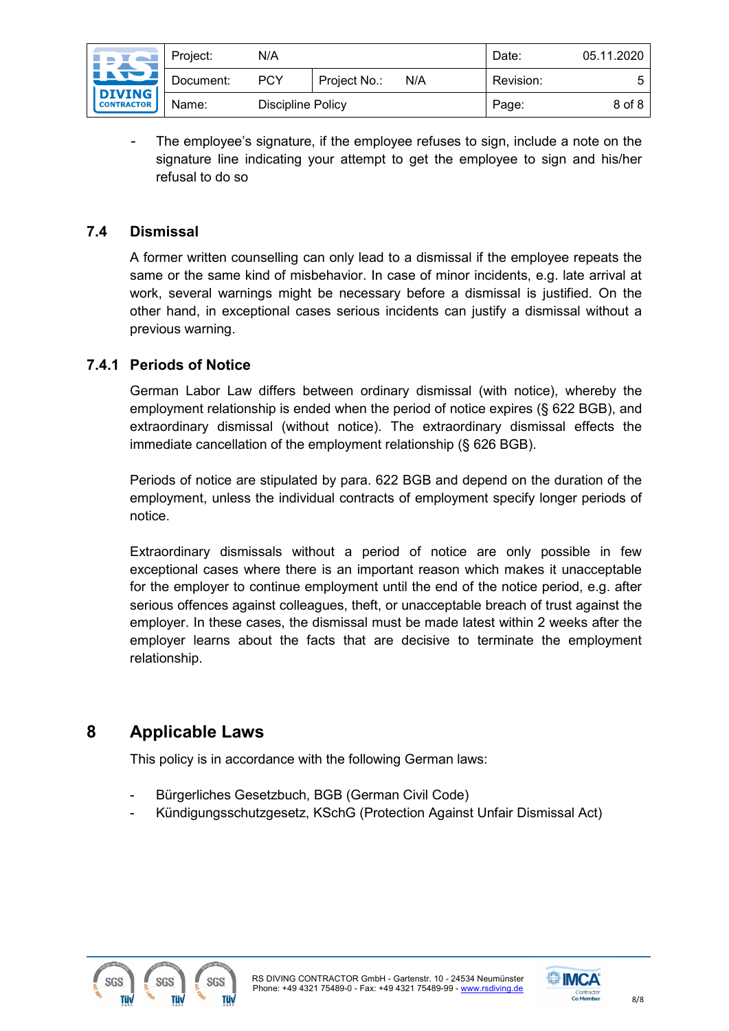- The employee's signature, if the employee refuses to sign, include a note on the signature line indicating your attempt to get the employee to sign and his/her refusal to do so

### 7.4 Dismissal

A former written counselling can only lead to a dismissal if the employee repeats the same or the same kind of misbehavior. In case of minor incidents, e.g. late arrival at work, several warnings might be necessary before a dismissal is justified. On the other hand, in exceptional cases serious incidents can justify a dismissal without a previous warning.

#### 7.4.1 Periods of Notice

German Labor Law differs between ordinary dismissal (with notice), whereby the employment relationship is ended when the period of notice expires (§ 622 BGB), and extraordinary dismissal (without notice). The extraordinary dismissal effects the immediate cancellation of the employment relationship (§ 626 BGB).

Periods of notice are stipulated by para. 622 BGB and depend on the duration of the employment, unless the individual contracts of employment specify longer periods of notice.

Extraordinary dismissals without a period of notice are only possible in few exceptional cases where there is an important reason which makes it unacceptable for the employer to continue employment until the end of the notice period, e.g. after serious offences against colleagues, theft, or unacceptable breach of trust against the employer. In these cases, the dismissal must be made latest within 2 weeks after the employer learns about the facts that are decisive to terminate the employment relationship.

## 8 Applicable Laws

This policy is in accordance with the following German laws:

- Bürgerliches Gesetzbuch, BGB (German Civil Code)
- Kündigungsschutzgesetz, KSchG (Protection Against Unfair Dismissal Act)